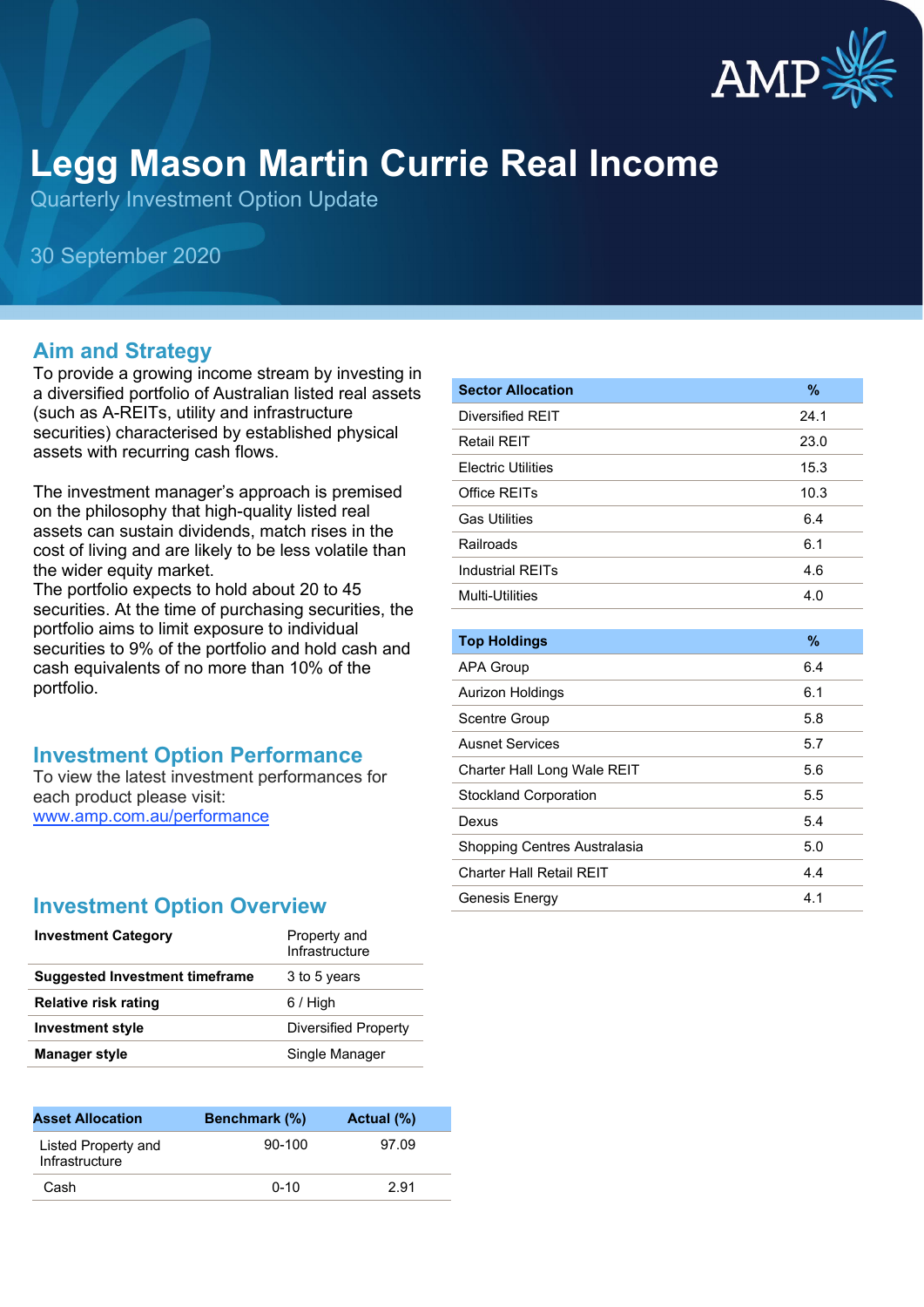# Legg Mason Martin Currie Real Income

Quarterly Investment Option Update

30 September 2020

## Aim and Strategy

To provide a growing income stream by investing in a diversified portfolio of Australian listed real assets (such as A-REITs, utility and infrastructure securities) characterised by established physical assets with recurring cash flows.

The investment manager's approach is premised on the philosophy that high-quality listed real assets can sustain dividends, match rises in the cost of living and are likely to be less volatile than the wider equity market.
The portfolio expects to hold about 20 to 45 securities. At the time of purchasing securities, the portfolio aims to limit exposure to individual securities to 9% of the portfolio and hold cash and cash equivalents of no more than 10% of the portfolio.

## Investment Option Performance

To view the latest investment performances for each product please visit:
[www.amp.com.au/performance](http://www.amp.com.au/performance)

## Investment Option Overview

| | |
|---|---|
| **Investment Category** | Property and Infrastructure |
| **Suggested Investment timeframe** | 3 to 5 years |
| **Relative risk rating** | 6 / High |
| **Investment style** | Diversified Property |
| **Manager style** | Single Manager |

| Asset Allocation | Benchmark (%) | Actual (%) |
|---|---|---|
| Listed Property and Infrastructure | 90-100 | 97.09 |
| Cash | 0-10 | 2.91 |

| Sector Allocation | % |
|---|---|
| Diversified REIT | 24.1 |
| Retail REIT | 23.0 |
| Electric Utilities | 15.3 |
| Office REITs | 10.3 |
| Gas Utilities | 6.4 |
| Railroads | 6.1 |
| Industrial REITs | 4.6 |
| Multi-Utilities | 4.0 |

| Top Holdings | % |
|---|---|
| APA Group | 6.4 |
| Aurizon Holdings | 6.1 |
| Scentre Group | 5.8 |
| Ausnet Services | 5.7 |
| Charter Hall Long Wale REIT | 5.6 |
| Stockland Corporation | 5.5 |
| Dexus | 5.4 |
| Shopping Centres Australasia | 5.0 |
| Charter Hall Retail REIT | 4.4 |
| Genesis Energy | 4.1 |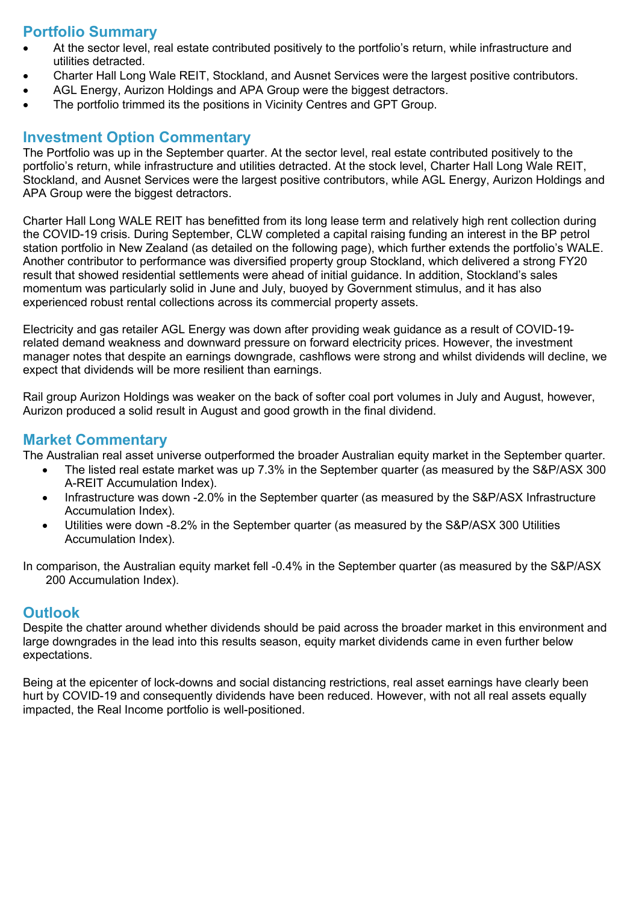## Portfolio Summary

- At the sector level, real estate contributed positively to the portfolio's return, while infrastructure and utilities detracted.
- Charter Hall Long Wale REIT, Stockland, and Ausnet Services were the largest positive contributors.
- AGL Energy, Aurizon Holdings and APA Group were the biggest detractors.
- The portfolio trimmed its the positions in Vicinity Centres and GPT Group.

## Investment Option Commentary

The Portfolio was up in the September quarter. At the sector level, real estate contributed positively to the portfolio's return, while infrastructure and utilities detracted. At the stock level, Charter Hall Long Wale REIT, Stockland, and Ausnet Services were the largest positive contributors, while AGL Energy, Aurizon Holdings and APA Group were the biggest detractors.

Charter Hall Long WALE REIT has benefitted from its long lease term and relatively high rent collection during the COVID-19 crisis. During September, CLW completed a capital raising funding an interest in the BP petrol station portfolio in New Zealand (as detailed on the following page), which further extends the portfolio's WALE. Another contributor to performance was diversified property group Stockland, which delivered a strong FY20 result that showed residential settlements were ahead of initial guidance. In addition, Stockland's sales momentum was particularly solid in June and July, buoyed by Government stimulus, and it has also experienced robust rental collections across its commercial property assets.

Electricity and gas retailer AGL Energy was down after providing weak guidance as a result of COVID-19-related demand weakness and downward pressure on forward electricity prices. However, the investment manager notes that despite an earnings downgrade, cashflows were strong and whilst dividends will decline, we expect that dividends will be more resilient than earnings.

Rail group Aurizon Holdings was weaker on the back of softer coal port volumes in July and August, however, Aurizon produced a solid result in August and good growth in the final dividend.

## Market Commentary

The Australian real asset universe outperformed the broader Australian equity market in the September quarter.

- The listed real estate market was up 7.3% in the September quarter (as measured by the S&P/ASX 300 A-REIT Accumulation Index).
- Infrastructure was down -2.0% in the September quarter (as measured by the S&P/ASX Infrastructure Accumulation Index).
- Utilities were down -8.2% in the September quarter (as measured by the S&P/ASX 300 Utilities Accumulation Index).

In comparison, the Australian equity market fell -0.4% in the September quarter (as measured by the S&P/ASX 200 Accumulation Index).

## Outlook

Despite the chatter around whether dividends should be paid across the broader market in this environment and large downgrades in the lead into this results season, equity market dividends came in even further below expectations.

Being at the epicenter of lock-downs and social distancing restrictions, real asset earnings have clearly been hurt by COVID-19 and consequently dividends have been reduced. However, with not all real assets equally impacted, the Real Income portfolio is well-positioned.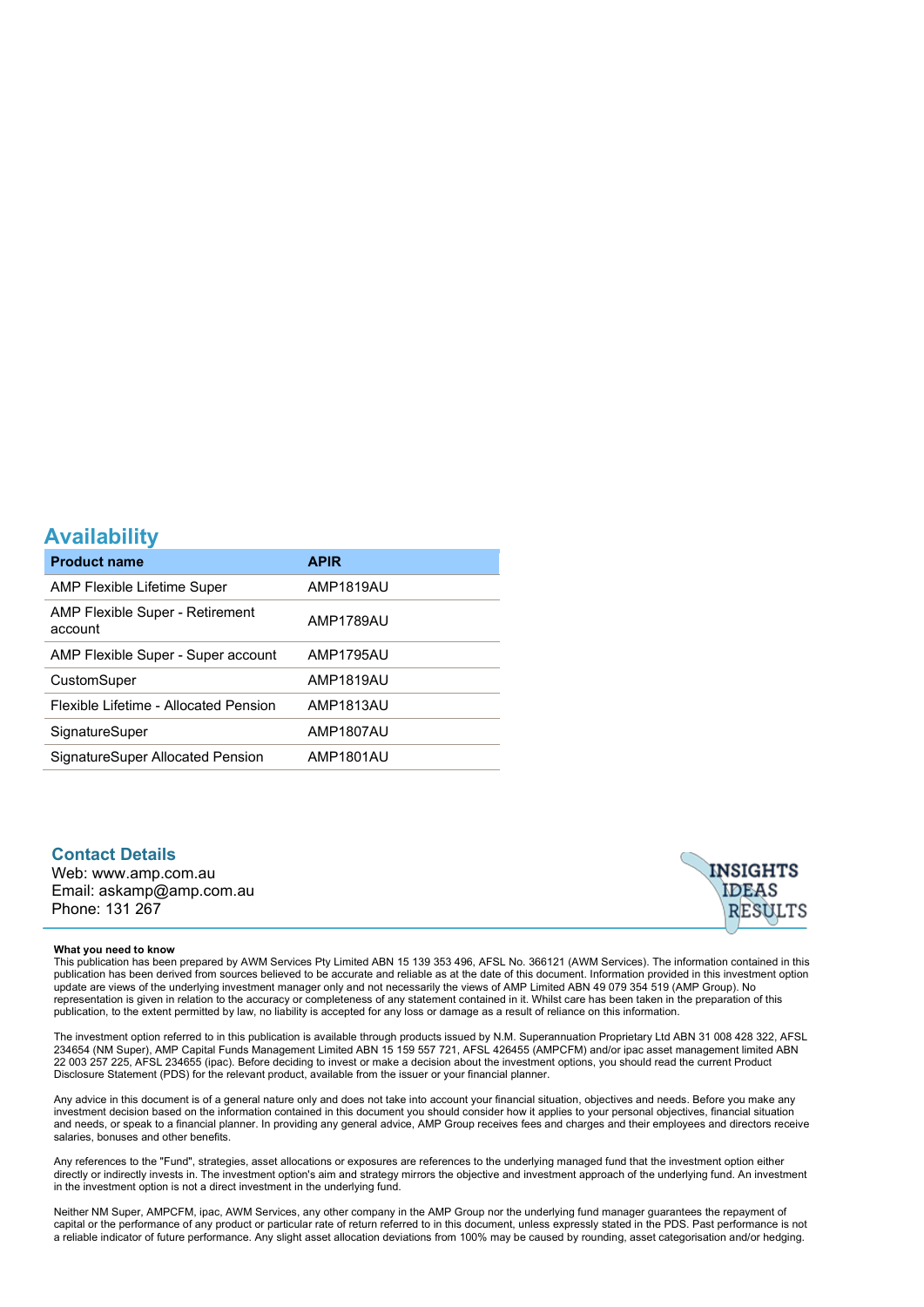## Availability

| Product name | APIR |
| --- | --- |
| AMP Flexible Lifetime Super | AMP1819AU |
| AMP Flexible Super - Retirement account | AMP1789AU |
| AMP Flexible Super - Super account | AMP1795AU |
| CustomSuper | AMP1819AU |
| Flexible Lifetime - Allocated Pension | AMP1813AU |
| SignatureSuper | AMP1807AU |
| SignatureSuper Allocated Pension | AMP1801AU |

### Contact Details

Web: www.amp.com.au
Email: askamp@amp.com.au
Phone: 131 267

INSIGHTS
IDEAS
RESULTS

**What you need to know**

This publication has been prepared by AWM Services Pty Limited ABN 15 139 353 496, AFSL No. 366121 (AWM Services). The information contained in this publication has been derived from sources believed to be accurate and reliable as at the date of this document. Information provided in this investment option update are views of the underlying investment manager only and not necessarily the views of AMP Limited ABN 49 079 354 519 (AMP Group). No representation is given in relation to the accuracy or completeness of any statement contained in it. Whilst care has been taken in the preparation of this publication, to the extent permitted by law, no liability is accepted for any loss or damage as a result of reliance on this information.

The investment option referred to in this publication is available through products issued by N.M. Superannuation Proprietary Ltd ABN 31 008 428 322, AFSL 234654 (NM Super), AMP Capital Funds Management Limited ABN 15 159 557 721, AFSL 426455 (AMPCFM) and/or ipac asset management limited ABN 22 003 257 225, AFSL 234655 (ipac). Before deciding to invest or make a decision about the investment options, you should read the current Product Disclosure Statement (PDS) for the relevant product, available from the issuer or your financial planner.

Any advice in this document is of a general nature only and does not take into account your financial situation, objectives and needs. Before you make any investment decision based on the information contained in this document you should consider how it applies to your personal objectives, financial situation and needs, or speak to a financial planner. In providing any general advice, AMP Group receives fees and charges and their employees and directors receive salaries, bonuses and other benefits.

Any references to the "Fund", strategies, asset allocations or exposures are references to the underlying managed fund that the investment option either directly or indirectly invests in. The investment option's aim and strategy mirrors the objective and investment approach of the underlying fund. An investment in the investment option is not a direct investment in the underlying fund.

Neither NM Super, AMPCFM, ipac, AWM Services, any other company in the AMP Group nor the underlying fund manager guarantees the repayment of capital or the performance of any product or particular rate of return referred to in this document, unless expressly stated in the PDS. Past performance is not a reliable indicator of future performance. Any slight asset allocation deviations from 100% may be caused by rounding, asset categorisation and/or hedging.